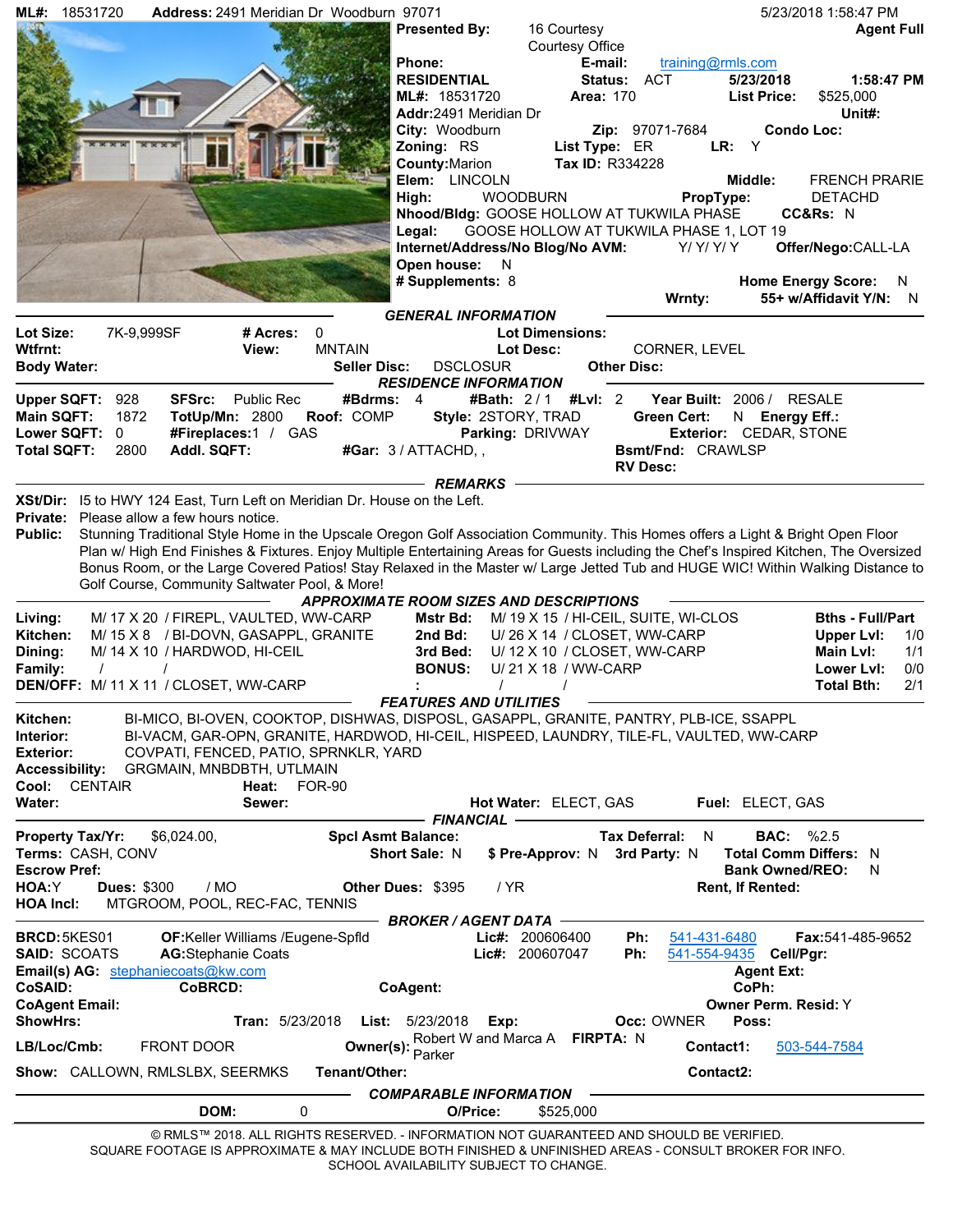**ML#:** 18531720 **Address:** 2491 Meridian Dr Woodburn 97071 — 5/23/2018 1:58:47 PM

**Presented By:** 16 Courtesy, Courtesy Office — **Agent Full**

**Phone:** **E-mail:** training@rmls.com

| | | | |
|---|---|---|---|
| **RESIDENTIAL** | **Status:** ACT | **5/23/2018** | **1:58:47 PM** |
| **ML#:** 18531720 | **Area:** 170 | **List Price:** | $525,000 |
| **Addr:** 2491 Meridian Dr | | | **Unit#:** |
| **City:** Woodburn | **Zip:** 97071-7684 | **Condo Loc:** | |
| **Zoning:** RS | **List Type:** ER | **LR:** Y | |
| **County:** Marion | **Tax ID:** R334228 | | |
| **Elem:** LINCOLN | | **Middle:** | FRENCH PRARIE |
| **High:** WOODBURN | | **PropType:** | DETACHD |
| **Nhood/Bldg:** GOOSE HOLLOW AT TUKWILA PHASE | | **CC&Rs:** N | |
| **Legal:** GOOSE HOLLOW AT TUKWILA PHASE 1, LOT 19 | | | |
| **Internet/Address/No Blog/No AVM:** Y/ Y/ Y/ Y | | **Offer/Nego:** CALL-LA | |
| **Open house:** N | | | |
| **# Supplements:** 8 | | **Home Energy Score:** N | |
| | **Wrnty:** | **55+ w/Affidavit Y/N:** N | |

## GENERAL INFORMATION

**Lot Size:** 7K-9,999SF **# Acres:** 0 **Lot Dimensions:**
**Wtfrnt:** **View:** MNTAIN **Lot Desc:** CORNER, LEVEL
**Body Water:** **Seller Disc:** DSCLOSUR **Other Disc:**

## RESIDENCE INFORMATION

**Upper SQFT:** 928 **SFSrc:** Public Rec **#Bdrms:** 4 **#Bath:** 2 / 1 **#Lvl:** 2 **Year Built:** 2006 / RESALE
**Main SQFT:** 1872 **TotUp/Mn:** 2800 **Roof:** COMP **Style:** 2STORY, TRAD **Green Cert:** N **Energy Eff.:**
**Lower SQFT:** 0 **#Fireplaces:** 1 / GAS **Parking:** DRIVWAY **Exterior:** CEDAR, STONE
**Total SQFT:** 2800 **Addl. SQFT:** **#Gar:** 3 / ATTACHD, , **Bsmt/Fnd:** CRAWLSP
**RV Desc:**

## REMARKS

**XSt/Dir:** I5 to HWY 124 East, Turn Left on Meridian Dr. House on the Left.

**Private:** Please allow a few hours notice.

**Public:** Stunning Traditional Style Home in the Upscale Oregon Golf Association Community. This Homes offers a Light & Bright Open Floor Plan w/ High End Finishes & Fixtures. Enjoy Multiple Entertaining Areas for Guests including the Chef's Inspired Kitchen, The Oversized Bonus Room, or the Large Covered Patios! Stay Relaxed in the Master w/ Large Jetted Tub and HUGE WIC! Within Walking Distance to Golf Course, Community Saltwater Pool, & More!

## APPROXIMATE ROOM SIZES AND DESCRIPTIONS

| Room | Description | Room | Description | Bths - Full/Part | |
|---|---|---|---|---|---|
| **Living:** | M/ 17 X 20 / FIREPL, VAULTED, WW-CARP | **Mstr Bd:** | M/ 19 X 15 / HI-CEIL, SUITE, WI-CLOS | | |
| **Kitchen:** | M/ 15 X 8 / BI-DOVN, GASAPPL, GRANITE | **2nd Bd:** | U/ 26 X 14 / CLOSET, WW-CARP | **Upper Lvl:** | 1/0 |
| **Dining:** | M/ 14 X 10 / HARDWOD, HI-CEIL | **3rd Bed:** | U/ 12 X 10 / CLOSET, WW-CARP | **Main Lvl:** | 1/1 |
| **Family:** | / / | **BONUS:** | U/ 21 X 18 / WW-CARP | **Lower Lvl:** | 0/0 |
| **DEN/OFF:** | M/ 11 X 11 / CLOSET, WW-CARP | **:** | / / | **Total Bth:** | 2/1 |

## FEATURES AND UTILITIES

**Kitchen:** BI-MICO, BI-OVEN, COOKTOP, DISHWAS, DISPOSL, GASAPPL, GRANITE, PANTRY, PLB-ICE, SSAPPL
**Interior:** BI-VACM, GAR-OPN, GRANITE, HARDWOD, HI-CEIL, HISPEED, LAUNDRY, TILE-FL, VAULTED, WW-CARP
**Exterior:** COVPATI, FENCED, PATIO, SPRNKLR, YARD
**Accessibility:** GRGMAIN, MNBDBTH, UTLMAIN
**Cool:** CENTAIR **Heat:** FOR-90
**Water:** **Sewer:** **Hot Water:** ELECT, GAS **Fuel:** ELECT, GAS

## FINANCIAL

**Property Tax/Yr:** $6,024.00, **Spcl Asmt Balance:** **Tax Deferral:** N **BAC:** %2.5
**Terms:** CASH, CONV **Short Sale:** N **$ Pre-Approv:** N **3rd Party:** N **Total Comm Differs:** N
**Escrow Pref:** **Bank Owned/REO:** N
**HOA:** Y **Dues:** $300 / MO **Other Dues:** $395 / YR **Rent, If Rented:**
**HOA Incl:** MTGROOM, POOL, REC-FAC, TENNIS

## BROKER / AGENT DATA

**BRCD:** 5KES01 **OF:** Keller Williams /Eugene-Spfld **Lic#:** 200606400 **Ph:** 541-431-6480 **Fax:** 541-485-9652
**SAID:** SCOATS **AG:** Stephanie Coats **Lic#:** 200607047 **Ph:** 541-554-9435 **Cell/Pgr:**
**Email(s) AG:** stephaniecoats@kw.com **Agent Ext:**
**CoSAID:** **CoBRCD:** **CoAgent:** **CoPh:**
**CoAgent Email:** **Owner Perm. Resid:** Y
**ShowHrs:** **Tran:** 5/23/2018 **List:** 5/23/2018 **Exp:** **Occ:** OWNER **Poss:**
**LB/Loc/Cmb:** FRONT DOOR **Owner(s):** Robert W and Marca A Parker **FIRPTA:** N **Contact1:** 503-544-7584
**Show:** CALLOWN, RMLSLBX, SEERMKS **Tenant/Other:** **Contact2:**

## COMPARABLE INFORMATION

**DOM:** 0 **O/Price:** $525,000

© RMLS™ 2018. ALL RIGHTS RESERVED. - INFORMATION NOT GUARANTEED AND SHOULD BE VERIFIED.
SQUARE FOOTAGE IS APPROXIMATE & MAY INCLUDE BOTH FINISHED & UNFINISHED AREAS - CONSULT BROKER FOR INFO.
SCHOOL AVAILABILITY SUBJECT TO CHANGE.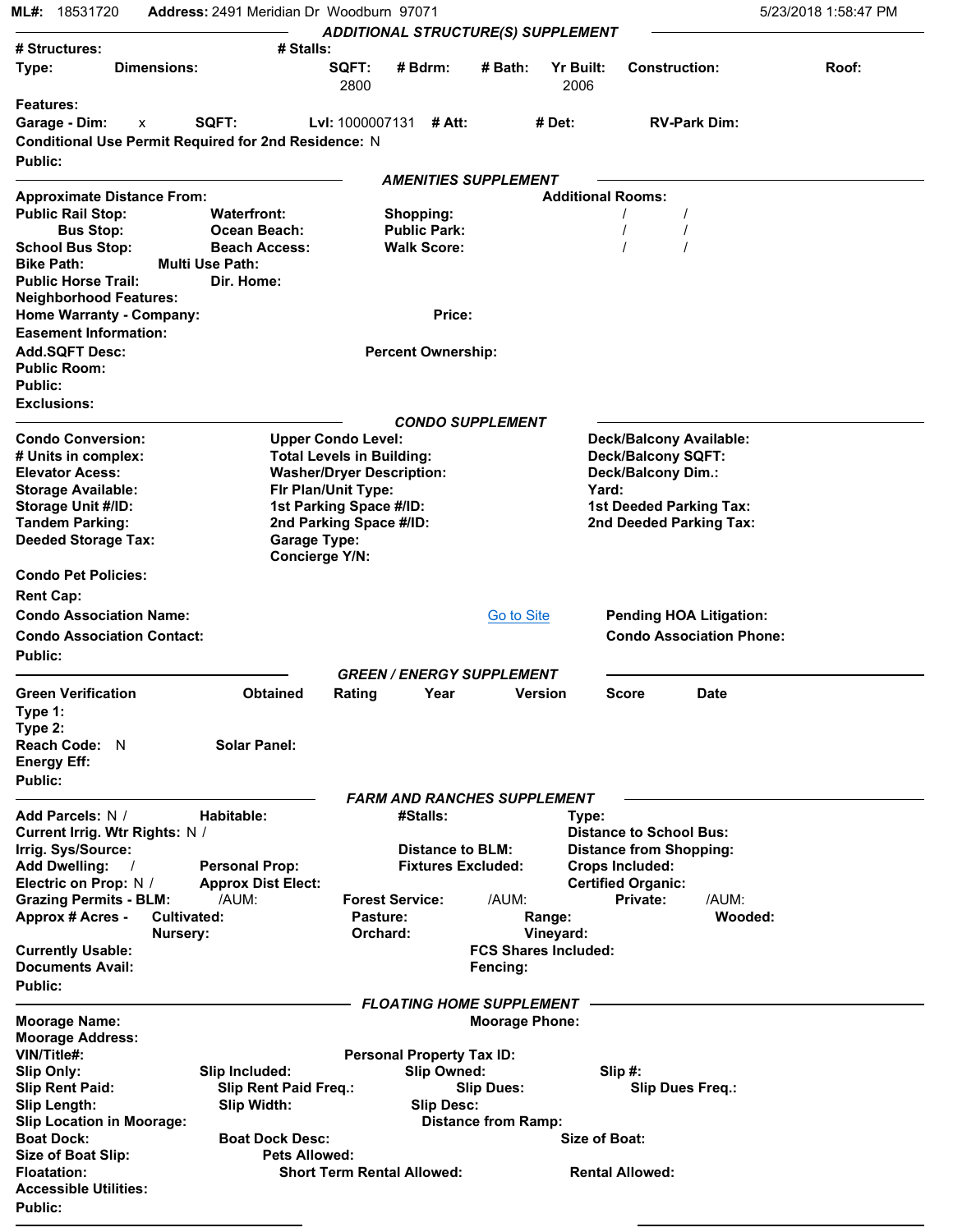**ML#:** 18531720 **Address:** 2491 Meridian Dr Woodburn 97071 5/23/2018 1:58:47 PM

## ADDITIONAL STRUCTURE(S) SUPPLEMENT

**# Structures:** **# Stalls:**

| Type: | Dimensions: | SQFT: | # Bdrm: | # Bath: | Yr Built: | Construction: | Roof: |
|---|---|---|---|---|---|---|---|
| | | 2800 | | | 2006 | | |

**Features:**

**Garage - Dim:** x **SQFT:** **Lvl:** 1000007131 **# Att:** **# Det:** **RV-Park Dim:**

**Conditional Use Permit Required for 2nd Residence:** N

**Public:**

## AMENITIES SUPPLEMENT

**Approximate Distance From:**

**Public Rail Stop:** **Waterfront:** **Shopping:**

**Bus Stop:** **Ocean Beach:** **Public Park:**

**School Bus Stop:** **Beach Access:** **Walk Score:**

**Bike Path:** **Multi Use Path:**

**Public Horse Trail:** **Dir. Home:**

**Additional Rooms:**

/ /

/ /

/ /

**Neighborhood Features:**

**Home Warranty - Company:** **Price:**

**Easement Information:**

**Add.SQFT Desc:** **Percent Ownership:**

**Public Room:**

**Public:**

**Exclusions:**

## CONDO SUPPLEMENT

**Condo Conversion:** **Upper Condo Level:** **Deck/Balcony Available:**

**# Units in complex:** **Total Levels in Building:** **Deck/Balcony SQFT:**

**Elevator Acess:** **Washer/Dryer Description:** **Deck/Balcony Dim.:**

**Storage Available:** **Flr Plan/Unit Type:** **Yard:**

**Storage Unit #/ID:** **1st Parking Space #/ID:** **1st Deeded Parking Tax:**

**Tandem Parking:** **2nd Parking Space #/ID:** **2nd Deeded Parking Tax:**

**Deeded Storage Tax:** **Garage Type:**

**Concierge Y/N:**

**Condo Pet Policies:**

**Rent Cap:**

**Condo Association Name:** Go to Site **Pending HOA Litigation:**

**Condo Association Contact:** **Condo Association Phone:**

**Public:**

## GREEN / ENERGY SUPPLEMENT

| Green Verification | Obtained | Rating | Year | Version | Score | Date |
|---|---|---|---|---|---|---|
| Type 1: | | | | | | |
| Type 2: | | | | | | |

**Reach Code:** N **Solar Panel:**

**Energy Eff:**

**Public:**

## FARM AND RANCHES SUPPLEMENT

**Add Parcels:** N / **Habitable:** **#Stalls:** **Type:**

**Current Irrig. Wtr Rights:** N / **Distance to School Bus:**

**Irrig. Sys/Source:** **Distance to BLM:** **Distance from Shopping:**

**Add Dwelling:** / **Personal Prop:** **Fixtures Excluded:** **Crops Included:**

**Electric on Prop:** N / **Approx Dist Elect:** **Certified Organic:**

**Grazing Permits - BLM:** /AUM: **Forest Service:** /AUM: **Private:** /AUM:

**Approx # Acres -** **Cultivated:** **Pasture:** **Range:** **Wooded:**

**Nursery:** **Orchard:** **Vineyard:**

**Currently Usable:** **FCS Shares Included:**

**Documents Avail:** **Fencing:**

**Public:**

## FLOATING HOME SUPPLEMENT

**Moorage Name:** **Moorage Phone:**

**Moorage Address:**

**VIN/Title#:** **Personal Property Tax ID:**

**Slip Only:** **Slip Included:** **Slip Owned:** **Slip #:**

**Slip Rent Paid:** **Slip Rent Paid Freq.:** **Slip Dues:** **Slip Dues Freq.:**

**Slip Length:** **Slip Width:** **Slip Desc:**

**Slip Location in Moorage:** **Distance from Ramp:**

**Boat Dock:** **Boat Dock Desc:** **Size of Boat:**

**Size of Boat Slip:** **Pets Allowed:**

**Floatation:** **Short Term Rental Allowed:** **Rental Allowed:**

**Accessible Utilities:**

**Public:**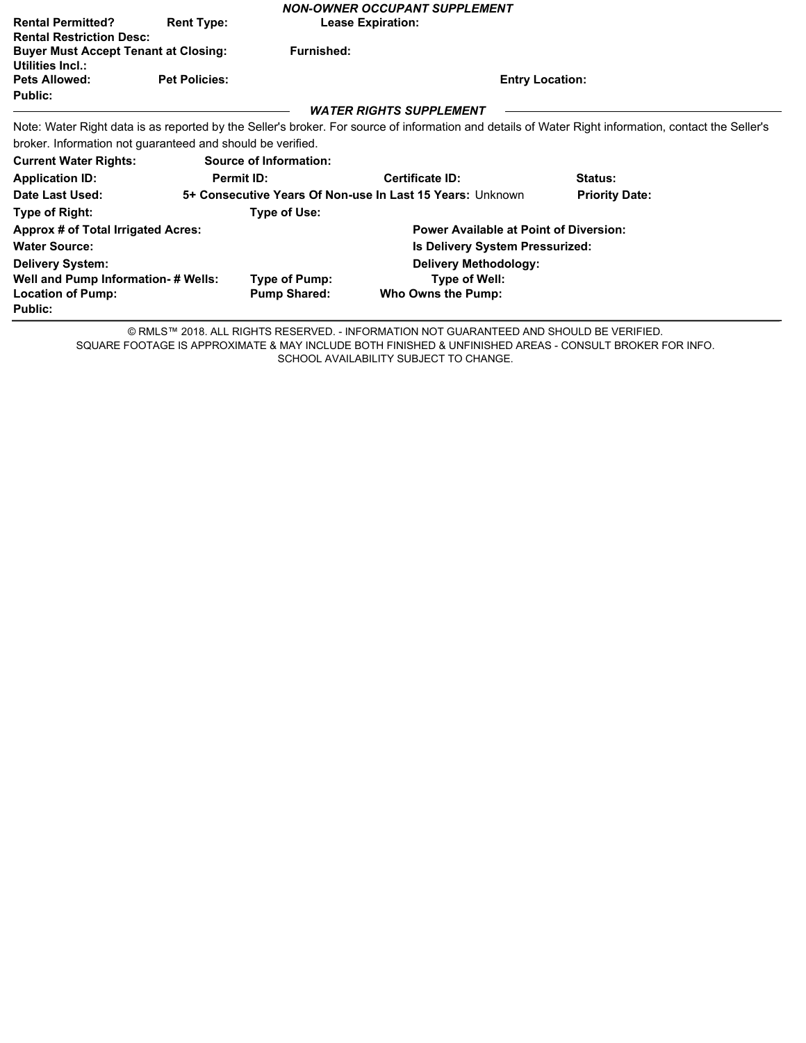## *NON-OWNER OCCUPANT SUPPLEMENT*

**Rental Permitted?** **Rent Type:** **Lease Expiration:**

**Rental Restriction Desc:**

**Buyer Must Accept Tenant at Closing:** **Furnished:**

**Utilities Incl.:**

**Pets Allowed:** **Pet Policies:** **Entry Location:**

**Public:**

## *WATER RIGHTS SUPPLEMENT*

Note: Water Right data is as reported by the Seller's broker. For source of information and details of Water Right information, contact the Seller's broker. Information not guaranteed and should be verified.

**Current Water Rights:** **Source of Information:**

**Application ID:** **Permit ID:** **Certificate ID:** **Status:**

**Date Last Used:** **5+ Consecutive Years Of Non-use In Last 15 Years:** Unknown **Priority Date:**

**Type of Right:** **Type of Use:**

**Approx # of Total Irrigated Acres:** **Power Available at Point of Diversion:**

**Water Source:** **Is Delivery System Pressurized:**

**Delivery System:** **Delivery Methodology:**

**Well and Pump Information- # Wells:** **Type of Pump:** **Type of Well:**

**Location of Pump:** **Pump Shared:** **Who Owns the Pump:**

**Public:**

© RMLS™ 2018. ALL RIGHTS RESERVED. - INFORMATION NOT GUARANTEED AND SHOULD BE VERIFIED.
SQUARE FOOTAGE IS APPROXIMATE & MAY INCLUDE BOTH FINISHED & UNFINISHED AREAS - CONSULT BROKER FOR INFO.
SCHOOL AVAILABILITY SUBJECT TO CHANGE.